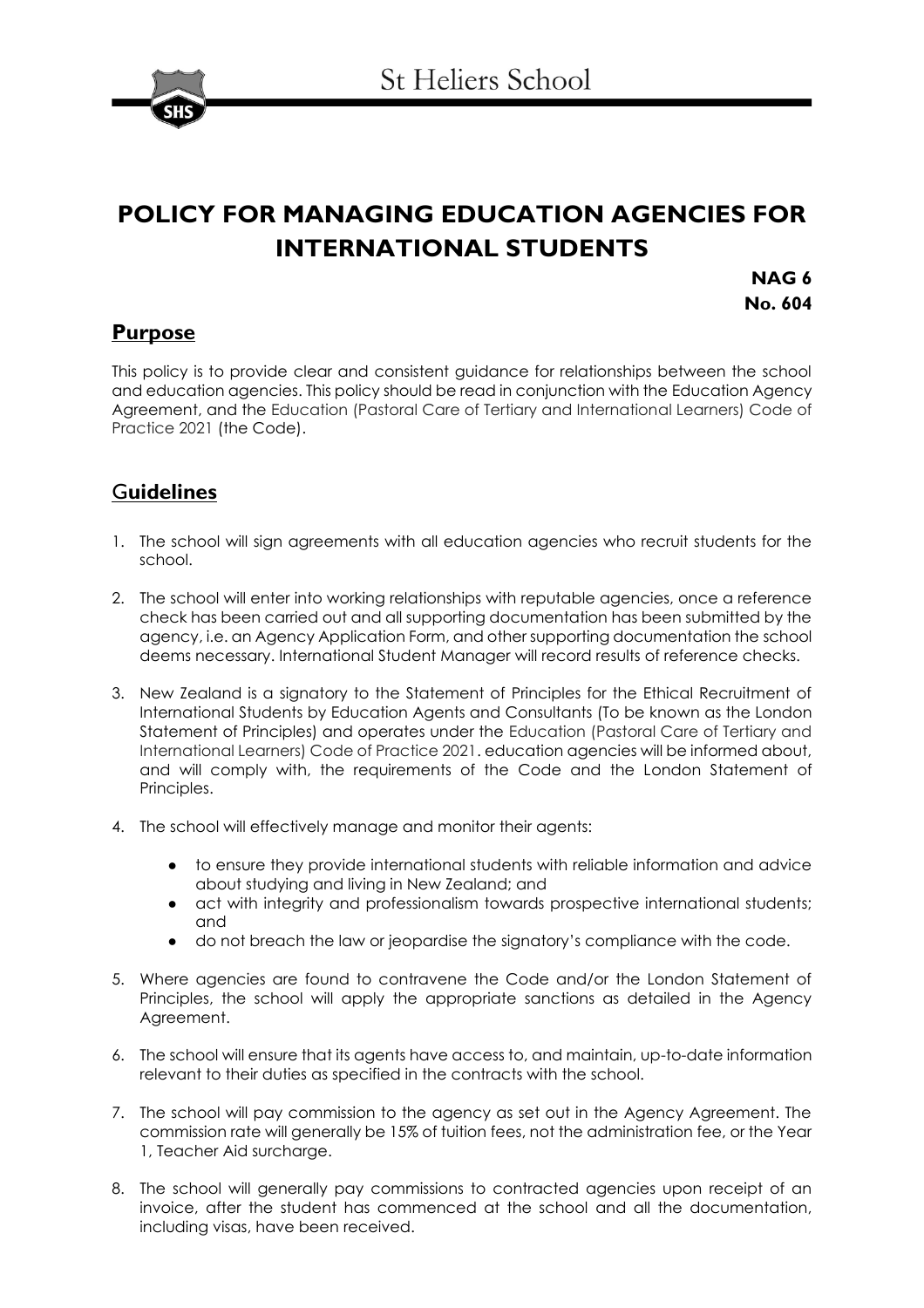# POLICY FOR MANAGING EDUCATION AGENCIES FOR INTERNATIONAL STUDENTS

**NAG 6**
**No. 604**

## Purpose

This policy is to provide clear and consistent guidance for relationships between the school and education agencies. This policy should be read in conjunction with the Education Agency Agreement, and the Education (Pastoral Care of Tertiary and International Learners) Code of Practice 2021 (the Code).

## Guidelines

1. The school will sign agreements with all education agencies who recruit students for the school.

2. The school will enter into working relationships with reputable agencies, once a reference check has been carried out and all supporting documentation has been submitted by the agency, i.e. an Agency Application Form, and other supporting documentation the school deems necessary. International Student Manager will record results of reference checks.

3. New Zealand is a signatory to the Statement of Principles for the Ethical Recruitment of International Students by Education Agents and Consultants (To be known as the London Statement of Principles) and operates under the Education (Pastoral Care of Tertiary and International Learners) Code of Practice 2021. education agencies will be informed about, and will comply with, the requirements of the Code and the London Statement of Principles.

4. The school will effectively manage and monitor their agents:

    - to ensure they provide international students with reliable information and advice about studying and living in New Zealand; and
    - act with integrity and professionalism towards prospective international students; and
    - do not breach the law or jeopardise the signatory's compliance with the code.

5. Where agencies are found to contravene the Code and/or the London Statement of Principles, the school will apply the appropriate sanctions as detailed in the Agency Agreement.

6. The school will ensure that its agents have access to, and maintain, up-to-date information relevant to their duties as specified in the contracts with the school.

7. The school will pay commission to the agency as set out in the Agency Agreement. The commission rate will generally be 15% of tuition fees, not the administration fee, or the Year 1, Teacher Aid surcharge.

8. The school will generally pay commissions to contracted agencies upon receipt of an invoice, after the student has commenced at the school and all the documentation, including visas, have been received.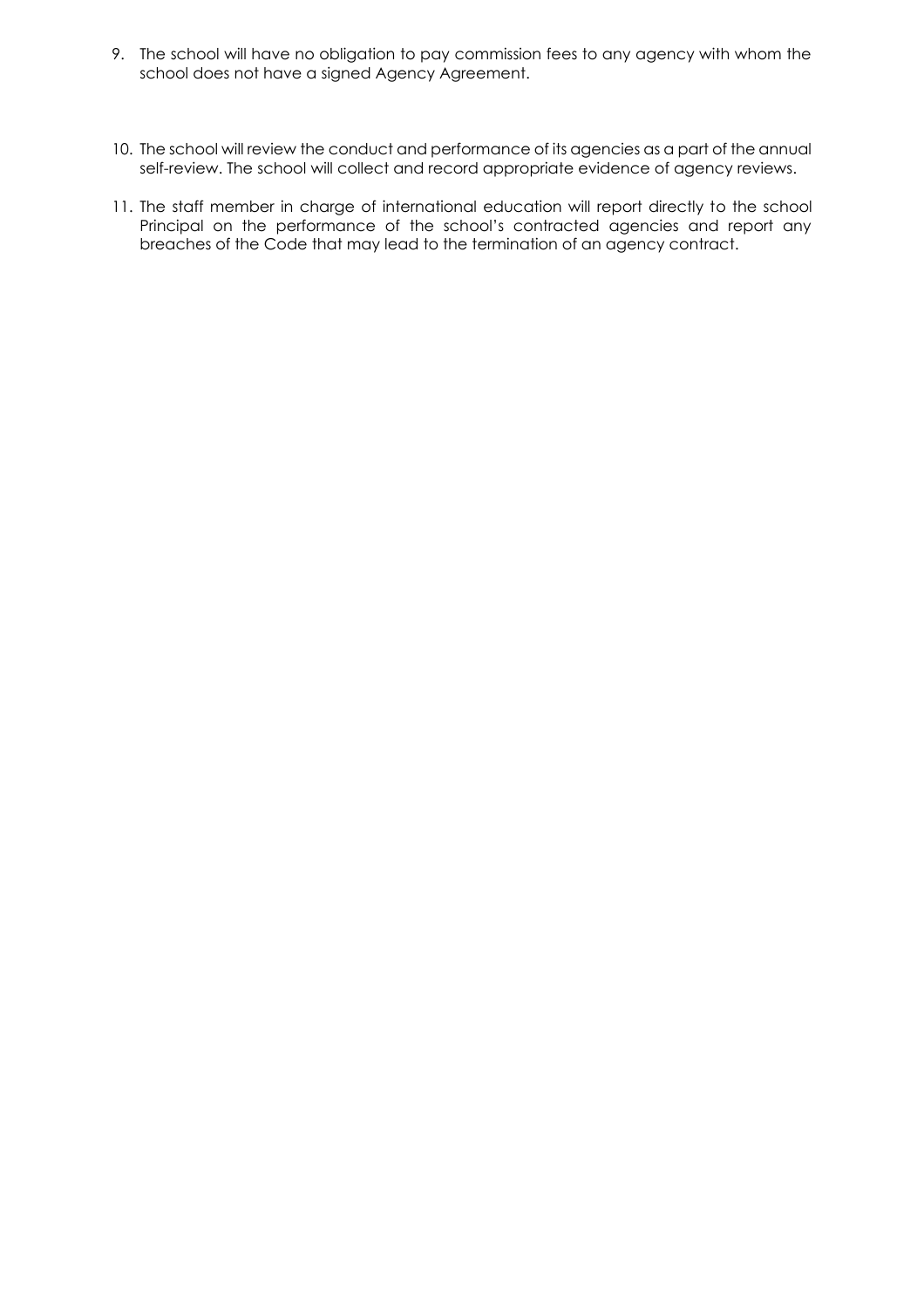9. The school will have no obligation to pay commission fees to any agency with whom the school does not have a signed Agency Agreement.

10. The school will review the conduct and performance of its agencies as a part of the annual self-review. The school will collect and record appropriate evidence of agency reviews.

11. The staff member in charge of international education will report directly to the school Principal on the performance of the school's contracted agencies and report any breaches of the Code that may lead to the termination of an agency contract.